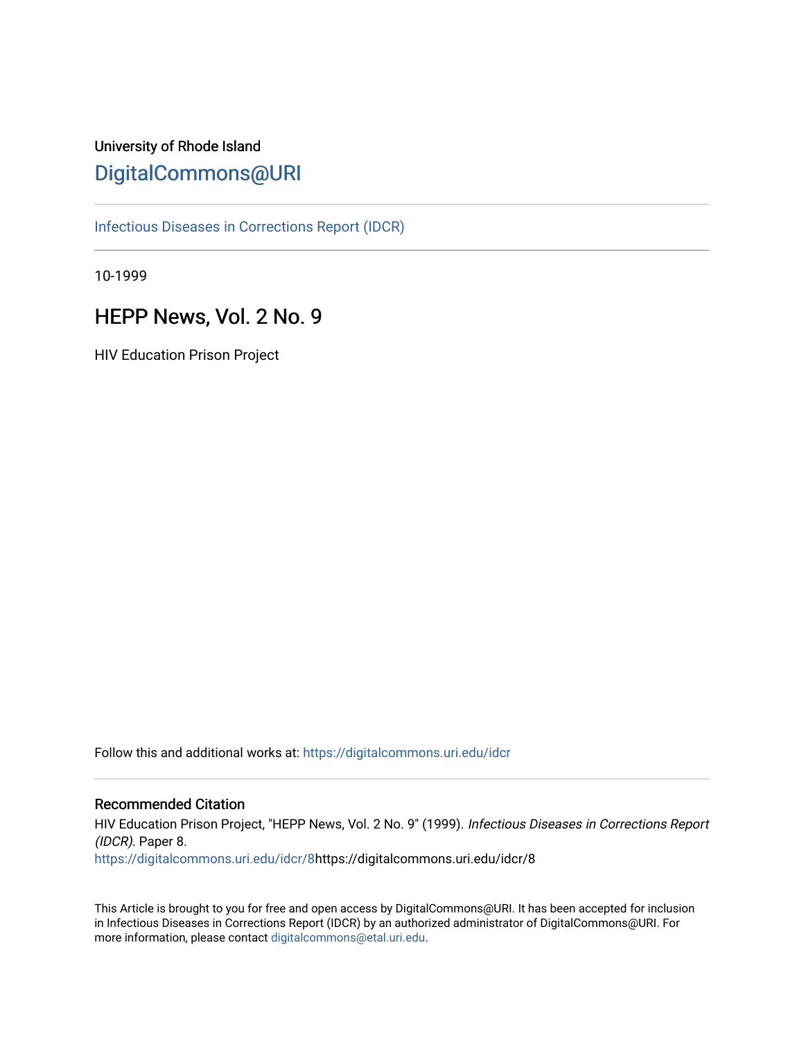University of Rhode Island

# DigitalCommons@URI

Infectious Diseases in Corrections Report (IDCR)

10-1999

## HEPP News, Vol. 2 No. 9

HIV Education Prison Project

Follow this and additional works at: https://digitalcommons.uri.edu/idcr

### Recommended Citation

HIV Education Prison Project, "HEPP News, Vol. 2 No. 9" (1999). *Infectious Diseases in Corrections Report (IDCR)*. Paper 8.
https://digitalcommons.uri.edu/idcr/8https://digitalcommons.uri.edu/idcr/8

This Article is brought to you for free and open access by DigitalCommons@URI. It has been accepted for inclusion in Infectious Diseases in Corrections Report (IDCR) by an authorized administrator of DigitalCommons@URI. For more information, please contact digitalcommons@etal.uri.edu.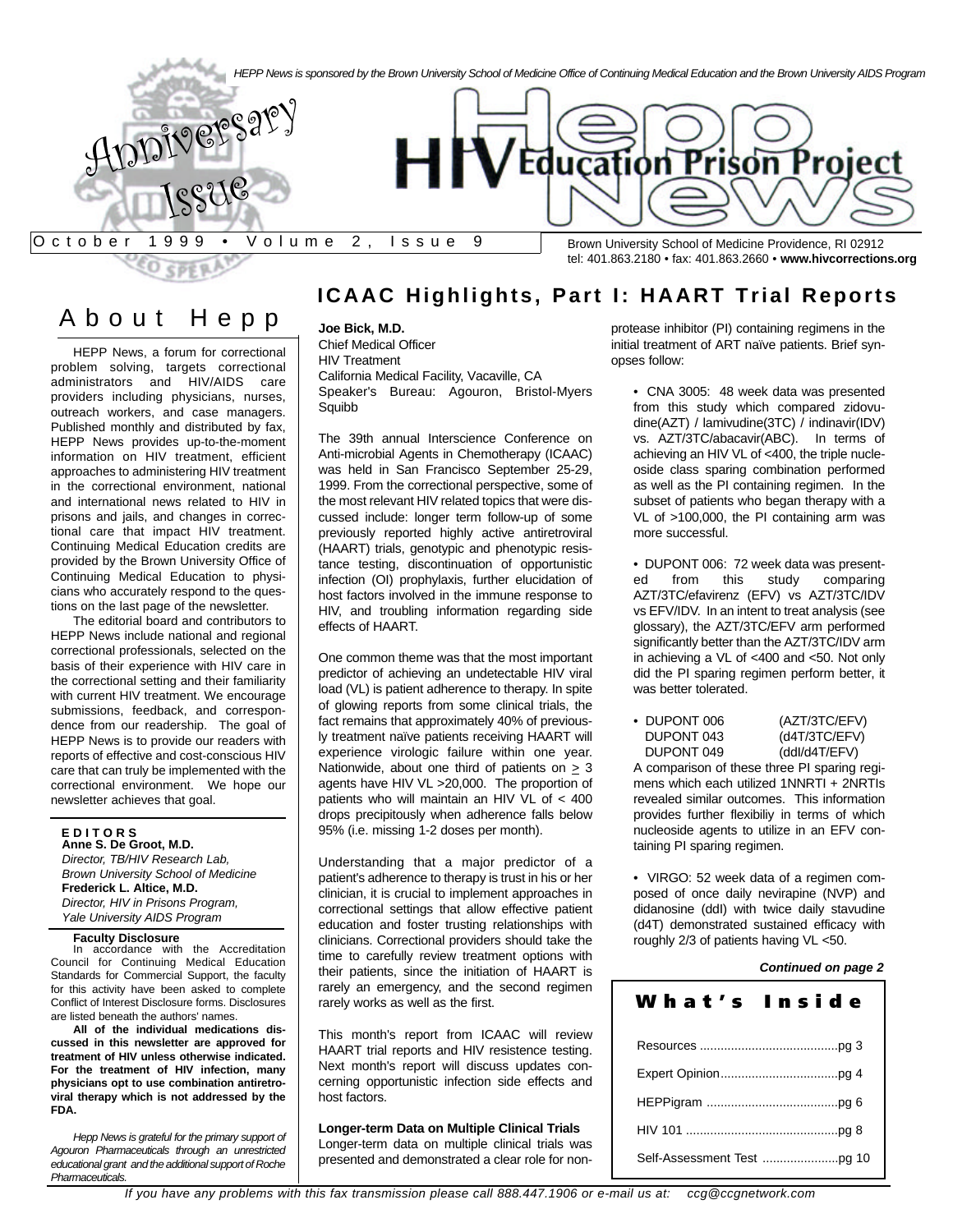HEPP News is sponsored by the Brown University School of Medicine Office of Continuing Medical Education and the Brown University AIDS Program

Anniversary Issue

# HIV Education Prison Project News

October 1999 • Volume 2, Issue 9

Brown University School of Medicine Providence, RI 02912
tel: 401.863.2180 • fax: 401.863.2660 • **www.hivcorrections.org**

## About Hepp

HEPP News, a forum for correctional problem solving, targets correctional administrators and HIV/AIDS care providers including physicians, nurses, outreach workers, and case managers. Published monthly and distributed by fax, HEPP News provides up-to-the-moment information on HIV treatment, efficient approaches to administering HIV treatment in the correctional environment, national and international news related to HIV in prisons and jails, and changes in correctional care that impact HIV treatment. Continuing Medical Education credits are provided by the Brown University Office of Continuing Medical Education to physicians who accurately respond to the questions on the last page of the newsletter.

The editorial board and contributors to HEPP News include national and regional correctional professionals, selected on the basis of their experience with HIV care in the correctional setting and their familiarity with current HIV treatment. We encourage submissions, feedback, and correspondence from our readership. The goal of HEPP News is to provide our readers with reports of effective and cost-conscious HIV care that can truly be implemented with the correctional environment. We hope our newsletter achieves that goal.

**EDITORS**

**Anne S. De Groot, M.D.**
*Director, TB/HIV Research Lab, Brown University School of Medicine*

**Frederick L. Altice, M.D.**
*Director, HIV in Prisons Program, Yale University AIDS Program*

**Faculty Disclosure**

In accordance with the Accreditation Council for Continuing Medical Education Standards for Commercial Support, the faculty for this activity have been asked to complete Conflict of Interest Disclosure forms. Disclosures are listed beneath the authors' names.

**All of the individual medications discussed in this newsletter are approved for treatment of HIV unless otherwise indicated. For the treatment of HIV infection, many physicians opt to use combination antiretroviral therapy which is not addressed by the FDA.**

*Hepp News is grateful for the primary support of Agouron Pharmaceuticals through an unrestricted educational grant and the additional support of Roche Pharmaceuticals.*

## ICAAC Highlights, Part I: HAART Trial Reports

**Joe Bick, M.D.**
Chief Medical Officer
HIV Treatment
California Medical Facility, Vacaville, CA
Speaker's Bureau: Agouron, Bristol-Myers Squibb

The 39th annual Interscience Conference on Anti-microbial Agents in Chemotherapy (ICAAC) was held in San Francisco September 25-29, 1999. From the correctional perspective, some of the most relevant HIV related topics that were discussed include: longer term follow-up of some previously reported highly active antiretroviral (HAART) trials, genotypic and phenotypic resistance testing, discontinuation of opportunistic infection (OI) prophylaxis, further elucidation of host factors involved in the immune response to HIV, and troubling information regarding side effects of HAART.

One common theme was that the most important predictor of achieving an undetectable HIV viral load (VL) is patient adherence to therapy. In spite of glowing reports from some clinical trials, the fact remains that approximately 40% of previously treatment naïve patients receiving HAART will experience virologic failure within one year. Nationwide, about one third of patients on $\geq$ 3 agents have HIV VL >20,000. The proportion of patients who will maintain an HIV VL of < 400 drops precipitously when adherence falls below 95% (i.e. missing 1-2 doses per month).

Understanding that a major predictor of a patient's adherence to therapy is trust in his or her clinician, it is crucial to implement approaches in correctional settings that allow effective patient education and foster trusting relationships with clinicians. Correctional providers should take the time to carefully review treatment options with their patients, since the initiation of HAART is rarely an emergency, and the second regimen rarely works as well as the first.

This month's report from ICAAC will review HAART trial reports and HIV resistence testing. Next month's report will discuss updates concerning opportunistic infection side effects and host factors.

**Longer-term Data on Multiple Clinical Trials**
Longer-term data on multiple clinical trials was presented and demonstrated a clear role for non-protease inhibitor (PI) containing regimens in the initial treatment of ART naïve patients. Brief synopses follow:

- CNA 3005: 48 week data was presented from this study which compared zidovudine(AZT) / lamivudine(3TC) / indinavir(IDV) vs. AZT/3TC/abacavir(ABC). In terms of achieving an HIV VL of <400, the triple nucleoside class sparing combination performed as well as the PI containing regimen. In the subset of patients who began therapy with a VL of >100,000, the PI containing arm was more successful.

- DUPONT 006: 72 week data was presented from this study comparing AZT/3TC/efavirenz (EFV) vs AZT/3TC/IDV vs EFV/IDV. In an intent to treat analysis (see glossary), the AZT/3TC/EFV arm performed significantly better than the AZT/3TC/IDV arm in achieving a VL of <400 and <50. Not only did the PI sparing regimen perform better, it was better tolerated.

- DUPONT 006 (AZT/3TC/EFV)
  DUPONT 043 (d4T/3TC/EFV)
  DUPONT 049 (ddI/d4T/EFV)

A comparison of these three PI sparing regimens which each utilized 1NNRTI + 2NRTIs revealed similar outcomes. This information provides further flexibiliy in terms of which nucleoside agents to utilize in an EFV containing PI sparing regimen.

- VIRGO: 52 week data of a regimen composed of once daily nevirapine (NVP) and didanosine (ddI) with twice daily stavudine (d4T) demonstrated sustained efficacy with roughly 2/3 of patients having VL <50.

***Continued on page 2***

### What's Inside

Resources ........................................pg 3
Expert Opinion..................................pg 4
HEPPigram ......................................pg 6
HIV 101 ............................................pg 8
Self-Assessment Test ......................pg 10

*If you have any problems with this fax transmission please call 888.447.1906 or e-mail us at: ccg@ccgnetwork.com*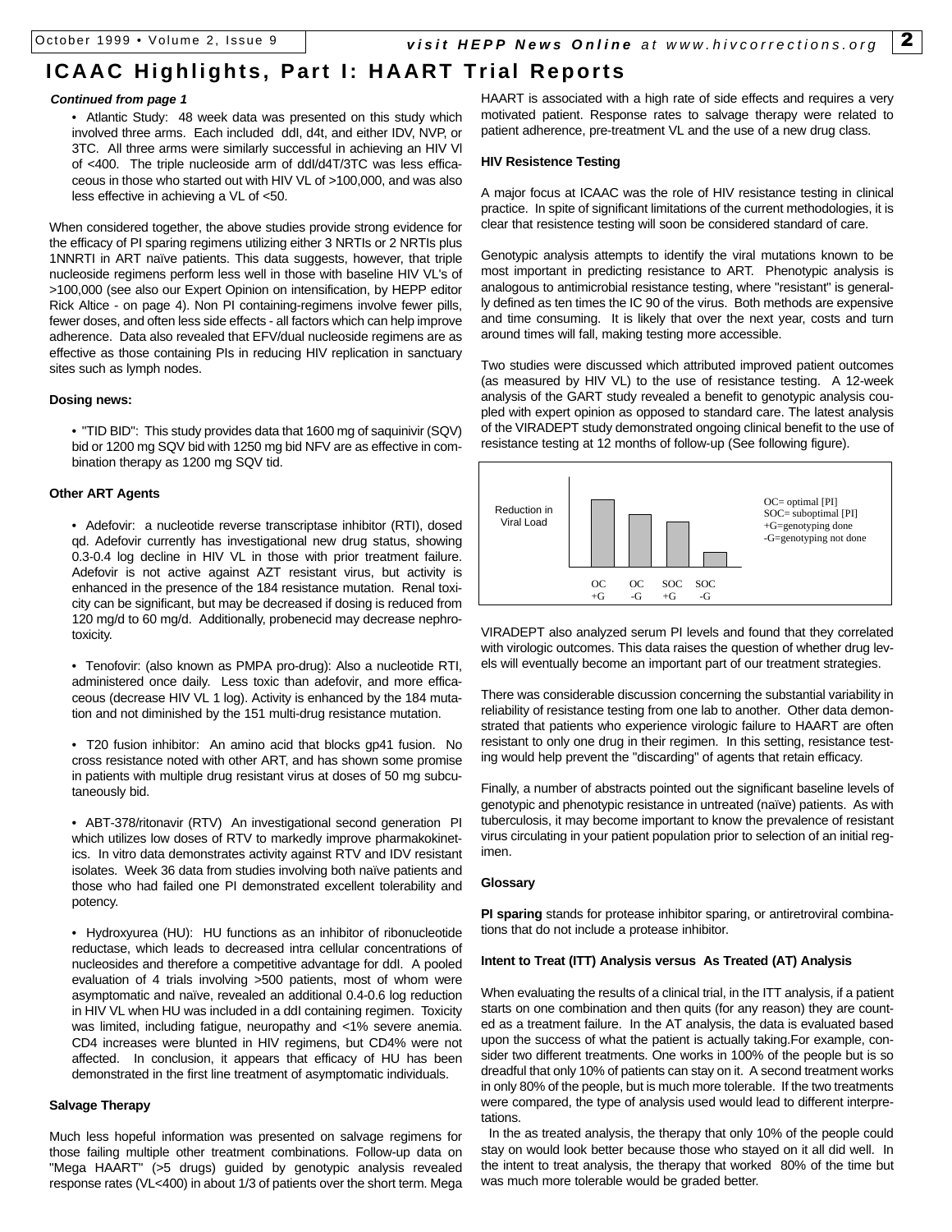# ICAAC Highlights, Part I: HAART Trial Reports

***Continued from page 1***

- Atlantic Study: 48 week data was presented on this study which involved three arms. Each included ddI, d4t, and either IDV, NVP, or 3TC. All three arms were similarly successful in achieving an HIV Vl of <400. The triple nucleoside arm of ddI/d4T/3TC was less efficaceous in those who started out with HIV VL of >100,000, and was also less effective in achieving a VL of <50.

When considered together, the above studies provide strong evidence for the efficacy of PI sparing regimens utilizing either 3 NRTIs or 2 NRTIs plus 1NNRTI in ART naïve patients. This data suggests, however, that triple nucleoside regimens perform less well in those with baseline HIV VL's of >100,000 (see also our Expert Opinion on intensification, by HEPP editor Rick Altice - on page 4). Non PI containing-regimens involve fewer pills, fewer doses, and often less side effects - all factors which can help improve adherence. Data also revealed that EFV/dual nucleoside regimens are as effective as those containing PIs in reducing HIV replication in sanctuary sites such as lymph nodes.

**Dosing news:**

- "TID BID": This study provides data that 1600 mg of saquinivir (SQV) bid or 1200 mg SQV bid with 1250 mg bid NFV are as effective in combination therapy as 1200 mg SQV tid.

**Other ART Agents**

- Adefovir: a nucleotide reverse transcriptase inhibitor (RTI), dosed qd. Adefovir currently has investigational new drug status, showing 0.3-0.4 log decline in HIV VL in those with prior treatment failure. Adefovir is not active against AZT resistant virus, but activity is enhanced in the presence of the 184 resistance mutation. Renal toxicity can be significant, but may be decreased if dosing is reduced from 120 mg/d to 60 mg/d. Additionally, probenecid may decrease nephrotoxicity.

- Tenofovir: (also known as PMPA pro-drug): Also a nucleotide RTI, administered once daily. Less toxic than adefovir, and more efficaceous (decrease HIV VL 1 log). Activity is enhanced by the 184 mutation and not diminished by the 151 multi-drug resistance mutation.

- T20 fusion inhibitor: An amino acid that blocks gp41 fusion. No cross resistance noted with other ART, and has shown some promise in patients with multiple drug resistant virus at doses of 50 mg subcutaneously bid.

- ABT-378/ritonavir (RTV) An investigational second generation PI which utilizes low doses of RTV to markedly improve pharmakokinetics. In vitro data demonstrates activity against RTV and IDV resistant isolates. Week 36 data from studies involving both naïve patients and those who had failed one PI demonstrated excellent tolerability and potency.

- Hydroxyurea (HU): HU functions as an inhibitor of ribonucleotide reductase, which leads to decreased intra cellular concentrations of nucleosides and therefore a competitive advantage for ddI. A pooled evaluation of 4 trials involving >500 patients, most of whom were asymptomatic and naïve, revealed an additional 0.4-0.6 log reduction in HIV VL when HU was included in a ddI containing regimen. Toxicity was limited, including fatigue, neuropathy and <1% severe anemia. CD4 increases were blunted in HIV regimens, but CD4% were not affected. In conclusion, it appears that efficacy of HU has been demonstrated in the first line treatment of asymptomatic individuals.

**Salvage Therapy**

Much less hopeful information was presented on salvage regimens for those failing multiple other treatment combinations. Follow-up data on "Mega HAART" (>5 drugs) guided by genotypic analysis revealed response rates (VL<400) in about 1/3 of patients over the short term. Mega HAART is associated with a high rate of side effects and requires a very motivated patient. Response rates to salvage therapy were related to patient adherence, pre-treatment VL and the use of a new drug class.

**HIV Resistence Testing**

A major focus at ICAAC was the role of HIV resistance testing in clinical practice. In spite of significant limitations of the current methodologies, it is clear that resistence testing will soon be considered standard of care.

Genotypic analysis attempts to identify the viral mutations known to be most important in predicting resistance to ART. Phenotypic analysis is analogous to antimicrobial resistance testing, where "resistant" is generally defined as ten times the IC 90 of the virus. Both methods are expensive and time consuming. It is likely that over the next year, costs and turn around times will fall, making testing more accessible.

Two studies were discussed which attributed improved patient outcomes (as measured by HIV VL) to the use of resistance testing. A 12-week analysis of the GART study revealed a benefit to genotypic analysis coupled with expert opinion as opposed to standard care. The latest analysis of the VIRADEPT study demonstrated ongoing clinical benefit to the use of resistance testing at 12 months of follow-up (See following figure).

Reduction in Viral Load

OC +G | OC -G | SOC +G | SOC -G

OC= optimal [PI]
SOC= suboptimal [PI]
+G=genotyping done
-G=genotyping not done

VIRADEPT also analyzed serum PI levels and found that they correlated with virologic outcomes. This data raises the question of whether drug levels will eventually become an important part of our treatment strategies.

There was considerable discussion concerning the substantial variability in reliability of resistance testing from one lab to another. Other data demonstrated that patients who experience virologic failure to HAART are often resistant to only one drug in their regimen. In this setting, resistance testing would help prevent the "discarding" of agents that retain efficacy.

Finally, a number of abstracts pointed out the significant baseline levels of genotypic and phenotypic resistance in untreated (naïve) patients. As with tuberculosis, it may become important to know the prevalence of resistant virus circulating in your patient population prior to selection of an initial regimen.

**Glossary**

**PI sparing** stands for protease inhibitor sparing, or antiretroviral combinations that do not include a protease inhibitor.

**Intent to Treat (ITT) Analysis versus As Treated (AT) Analysis**

When evaluating the results of a clinical trial, in the ITT analysis, if a patient starts on one combination and then quits (for any reason) they are counted as a treatment failure. In the AT analysis, the data is evaluated based upon the success of what the patient is actually taking.For example, consider two different treatments. One works in 100% of the people but is so dreadful that only 10% of patients can stay on it. A second treatment works in only 80% of the people, but is much more tolerable. If the two treatments were compared, the type of analysis used would lead to different interpretations.

In the as treated analysis, the therapy that only 10% of the people could stay on would look better because those who stayed on it all did well. In the intent to treat analysis, the therapy that worked 80% of the time but was much more tolerable would be graded better.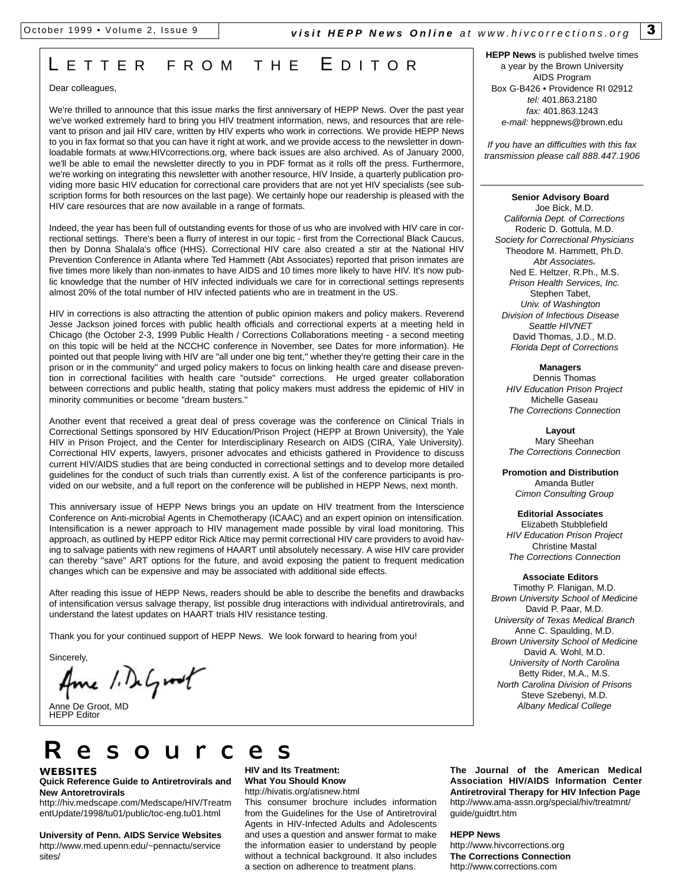# Letter from the Editor

Dear colleagues,

We're thrilled to announce that this issue marks the first anniversary of HEPP News. Over the past year we've worked extremely hard to bring you HIV treatment information, news, and resources that are relevant to prison and jail HIV care, written by HIV experts who work in corrections. We provide HEPP News to you in fax format so that you can have it right at work, and we provide access to the newsletter in downloadable formats at www.HIVcorrections.org, where back issues are also archived. As of January 2000, we'll be able to email the newsletter directly to you in PDF format as it rolls off the press. Furthermore, we're working on integrating this newsletter with another resource, HIV Inside, a quarterly publication providing more basic HIV education for correctional care providers that are not yet HIV specialists (see subscription forms for both resources on the last page). We certainly hope our readership is pleased with the HIV care resources that are now available in a range of formats.

Indeed, the year has been full of outstanding events for those of us who are involved with HIV care in correctional settings. There's been a flurry of interest in our topic - first from the Correctional Black Caucus, then by Donna Shalala's office (HHS). Correctional HIV care also created a stir at the National HIV Prevention Conference in Atlanta where Ted Hammett (Abt Associates) reported that prison inmates are five times more likely than non-inmates to have AIDS and 10 times more likely to have HIV. It's now public knowledge that the number of HIV infected individuals we care for in correctional settings represents almost 20% of the total number of HIV infected patients who are in treatment in the US.

HIV in corrections is also attracting the attention of public opinion makers and policy makers. Reverend Jesse Jackson joined forces with public health officials and correctional experts at a meeting held in Chicago (the October 2-3, 1999 Public Health / Corrections Collaborations meeting - a second meeting on this topic will be held at the NCCHC conference in November, see Dates for more information). He pointed out that people living with HIV are "all under one big tent," whether they're getting their care in the prison or in the community" and urged policy makers to focus on linking health care and disease prevention in correctional facilities with health care "outside" corrections. He urged greater collaboration between corrections and public health, stating that policy makers must address the epidemic of HIV in minority communities or become "dream busters."

Another event that received a great deal of press coverage was the conference on Clinical Trials in Correctional Settings sponsored by HIV Education/Prison Project (HEPP at Brown University), the Yale HIV in Prison Project, and the Center for Interdisciplinary Research on AIDS (CIRA, Yale University). Correctional HIV experts, lawyers, prisoner advocates and ethicists gathered in Providence to discuss current HIV/AIDS studies that are being conducted in correctional settings and to develop more detailed guidelines for the conduct of such trials than currently exist. A list of the conference participants is provided on our website, and a full report on the conference will be published in HEPP News, next month.

This anniversary issue of HEPP News brings you an update on HIV treatment from the Interscience Conference on Anti-microbial Agents in Chemotherapy (ICAAC) and an expert opinion on intensification. Intensification is a newer approach to HIV management made possible by viral load monitoring. This approach, as outlined by HEPP editor Rick Altice may permit correctional HIV care providers to avoid having to salvage patients with new regimens of HAART until absolutely necessary. A wise HIV care provider can thereby "save" ART options for the future, and avoid exposing the patient to frequent medication changes which can be expensive and may be associated with additional side effects.

After reading this issue of HEPP News, readers should be able to describe the benefits and drawbacks of intensification versus salvage therapy, list possible drug interactions with individual antiretrovirals, and understand the latest updates on HAART trials HIV resistance testing.

Thank you for your continued support of HEPP News. We look forward to hearing from you!

Sincerely,

Anne De Groot, MD
HEPP Editor

**HEPP News** is published twelve times a year by the Brown University AIDS Program
Box G-B426 • Providence RI 02912
*tel:* 401.863.2180
*fax:* 401.863.1243
*e-mail:* heppnews@brown.edu

*If you have an difficulties with this fax transmission please call 888.447.1906*

**Senior Advisory Board**
Joe Bick, M.D.
*California Dept. of Corrections*
Roderic D. Gottula, M.D.
*Society for Correctional Physicians*
Theodore M. Hammett, Ph.D.
*Abt Associates,*
Ned E. Heltzer, R.Ph., M.S.
*Prison Health Services, Inc.*
Stephen Tabet,
*Univ. of Washington*
*Division of Infectious Disease*
*Seattle HIVNET*
David Thomas, J.D., M.D.
*Florida Dept of Corrections*

**Managers**
Dennis Thomas
*HIV Education Prison Project*
Michelle Gaseau
*The Corrections Connection*

**Layout**
Mary Sheehan
*The Corrections Connection*

**Promotion and Distribution**
Amanda Butler
*Cimon Consulting Group*

**Editorial Associates**
Elizabeth Stubblefield
*HIV Education Prison Project*
Christine Mastal
*The Corrections Connection*

**Associate Editors**
Timothy P. Flanigan, M.D.
*Brown University School of Medicine*
David P. Paar, M.D.
*University of Texas Medical Branch*
Anne C. Spaulding, M.D.
*Brown University School of Medicine*
David A. Wohl, M.D.
*University of North Carolina*
Betty Rider, M.A., M.S.
*North Carolina Division of Prisons*
Steve Szebenyi, M.D.
*Albany Medical College*

# Resources

## WEBSITES

**Quick Reference Guide to Antiretrovirals and New Antoretrovirals**
http://hiv.medscape.com/Medscape/HIV/TreatmentUpdate/1998/tu01/public/toc-eng.tu01.html

**University of Penn. AIDS Service Websites**
http://www.med.upenn.edu/~pennactu/service sites/

**HIV and Its Treatment: What You Should Know**
http://hivatis.org/atisnew.html
This consumer brochure includes information from the Guidelines for the Use of Antiretroviral Agents in HIV-Infected Adults and Adolescents and uses a question and answer format to make the information easier to understand by people without a technical background. It also includes a section on adherence to treatment plans.

**The Journal of the American Medical Association HIV/AIDS Information Center Antiretroviral Therapy for HIV Infection Page**
http://www.ama-assn.org/special/hiv/treatmnt/guide/guidtrt.htm

**HEPP News**
http://www.hivcorrections.org

**The Corrections Connection**
http://www.corrections.com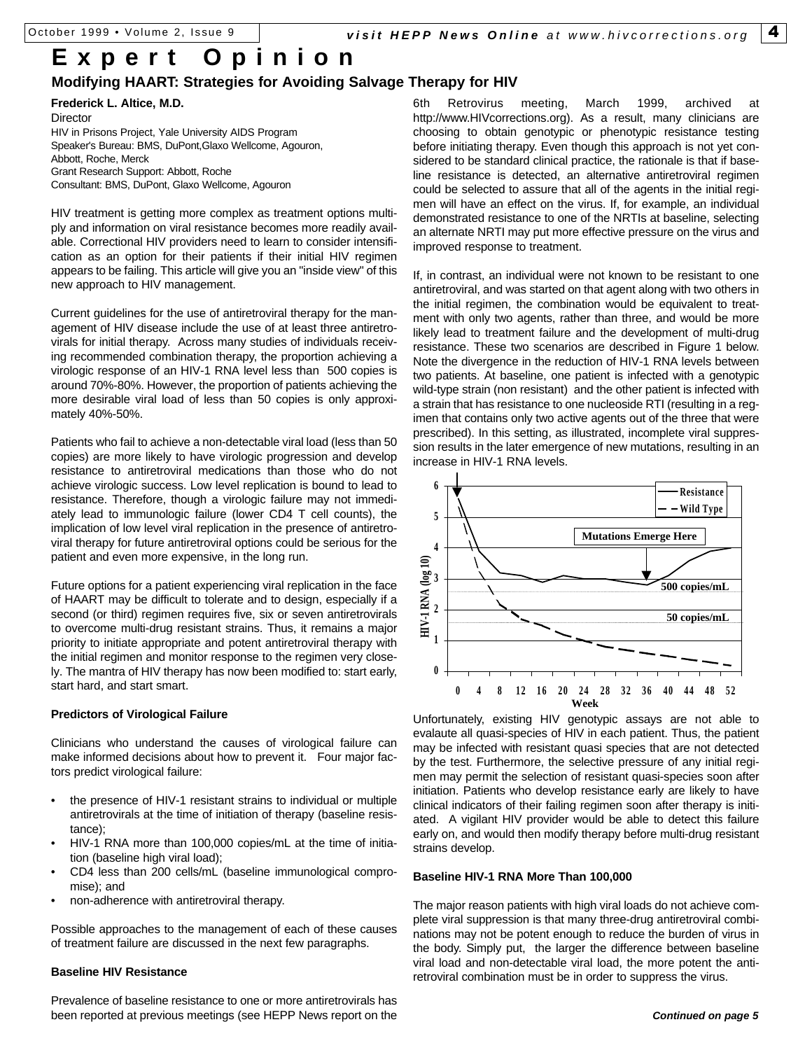# Expert Opinion

## Modifying HAART: Strategies for Avoiding Salvage Therapy for HIV

**Frederick L. Altice, M.D.**
Director
HIV in Prisons Project, Yale University AIDS Program
Speaker's Bureau: BMS, DuPont,Glaxo Wellcome, Agouron, Abbott, Roche, Merck
Grant Research Support: Abbott, Roche
Consultant: BMS, DuPont, Glaxo Wellcome, Agouron

HIV treatment is getting more complex as treatment options multiply and information on viral resistance becomes more readily available. Correctional HIV providers need to learn to consider intensification as an option for their patients if their initial HIV regimen appears to be failing. This article will give you an "inside view" of this new approach to HIV management.

Current guidelines for the use of antiretroviral therapy for the management of HIV disease include the use of at least three antiretrovirals for initial therapy. Across many studies of individuals receiving recommended combination therapy, the proportion achieving a virologic response of an HIV-1 RNA level less than 500 copies is around 70%-80%. However, the proportion of patients achieving the more desirable viral load of less than 50 copies is only approximately 40%-50%.

Patients who fail to achieve a non-detectable viral load (less than 50 copies) are more likely to have virologic progression and develop resistance to antiretroviral medications than those who do not achieve virologic success. Low level replication is bound to lead to resistance. Therefore, though a virologic failure may not immediately lead to immunologic failure (lower CD4 T cell counts), the implication of low level viral replication in the presence of antiretroviral therapy for future antiretroviral options could be serious for the patient and even more expensive, in the long run.

Future options for a patient experiencing viral replication in the face of HAART may be difficult to tolerate and to design, especially if a second (or third) regimen requires five, six or seven antiretrovirals to overcome multi-drug resistant strains. Thus, it remains a major priority to initiate appropriate and potent antiretroviral therapy with the initial regimen and monitor response to the regimen very closely. The mantra of HIV therapy has now been modified to: start early, start hard, and start smart.

**Predictors of Virological Failure**

Clinicians who understand the causes of virological failure can make informed decisions about how to prevent it. Four major factors predict virological failure:

- the presence of HIV-1 resistant strains to individual or multiple antiretrovirals at the time of initiation of therapy (baseline resistance);
- HIV-1 RNA more than 100,000 copies/mL at the time of initiation (baseline high viral load);
- CD4 less than 200 cells/mL (baseline immunological compromise); and
- non-adherence with antiretroviral therapy.

Possible approaches to the management of each of these causes of treatment failure are discussed in the next few paragraphs.

**Baseline HIV Resistance**

Prevalence of baseline resistance to one or more antiretrovirals has been reported at previous meetings (see HEPP News report on the 6th Retrovirus meeting, March 1999, archived at http://www.HIVcorrections.org). As a result, many clinicians are choosing to obtain genotypic or phenotypic resistance testing before initiating therapy. Even though this approach is not yet considered to be standard clinical practice, the rationale is that if baseline resistance is detected, an alternative antiretroviral regimen could be selected to assure that all of the agents in the initial regimen will have an effect on the virus. If, for example, an individual demonstrated resistance to one of the NRTIs at baseline, selecting an alternate NRTI may put more effective pressure on the virus and improved response to treatment.

If, in contrast, an individual were not known to be resistant to one antiretroviral, and was started on that agent along with two others in the initial regimen, the combination would be equivalent to treatment with only two agents, rather than three, and would be more likely lead to treatment failure and the development of multi-drug resistance. These two scenarios are described in Figure 1 below. Note the divergence in the reduction of HIV-1 RNA levels between two patients. At baseline, one patient is infected with a genotypic wild-type strain (non resistant) and the other patient is infected with a strain that has resistance to one nucleoside RTI (resulting in a regimen that contains only two active agents out of the three that were prescribed). In this setting, as illustrated, incomplete viral suppression results in the later emergence of new mutations, resulting in an increase in HIV-1 RNA levels.

Unfortunately, existing HIV genotypic assays are not able to evalaute all quasi-species of HIV in each patient. Thus, the patient may be infected with resistant quasi species that are not detected by the test. Furthermore, the selective pressure of any initial regimen may permit the selection of resistant quasi-species soon after initiation. Patients who develop resistance early are likely to have clinical indicators of their failing regimen soon after therapy is initiated. A vigilant HIV provider would be able to detect this failure early on, and would then modify therapy before multi-drug resistant strains develop.

**Baseline HIV-1 RNA More Than 100,000**

The major reason patients with high viral loads do not achieve complete viral suppression is that many three-drug antiretroviral combinations may not be potent enough to reduce the burden of virus in the body. Simply put, the larger the difference between baseline viral load and non-detectable viral load, the more potent the antiretroviral combination must be in order to suppress the virus.

*Continued on page 5*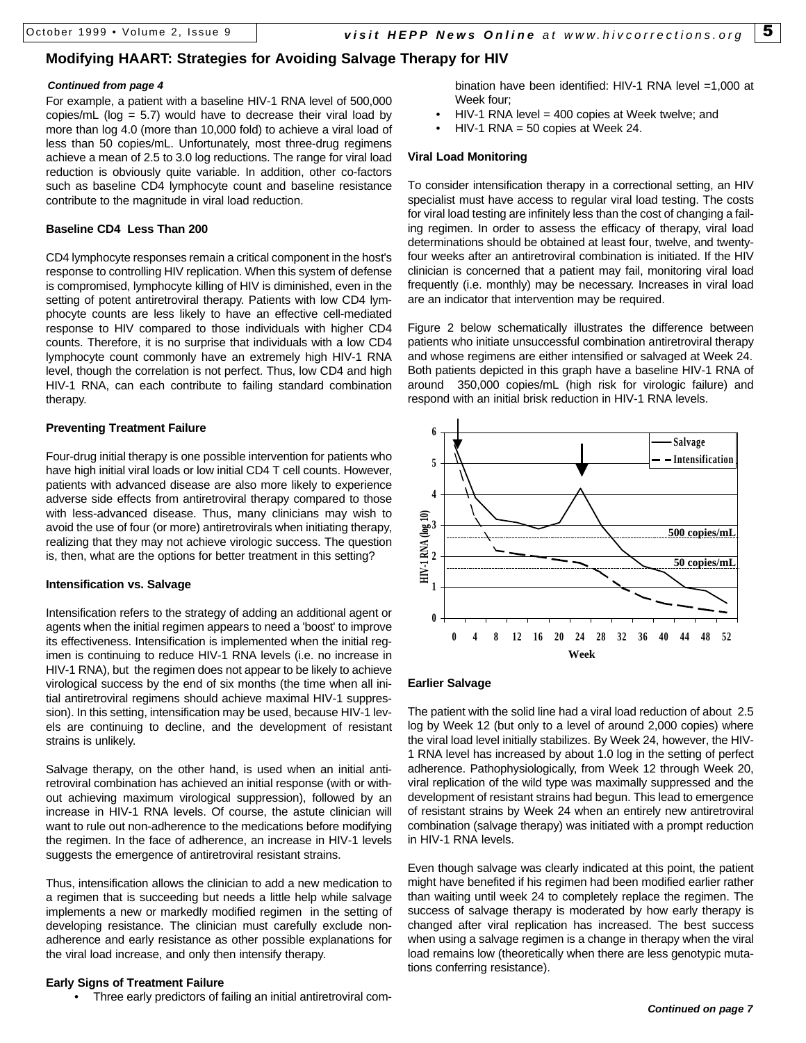## Modifying HAART: Strategies for Avoiding Salvage Therapy for HIV

*Continued from page 4*

For example, a patient with a baseline HIV-1 RNA level of 500,000 copies/mL (log = 5.7) would have to decrease their viral load by more than log 4.0 (more than 10,000 fold) to achieve a viral load of less than 50 copies/mL. Unfortunately, most three-drug regimens achieve a mean of 2.5 to 3.0 log reductions. The range for viral load reduction is obviously quite variable. In addition, other co-factors such as baseline CD4 lymphocyte count and baseline resistance contribute to the magnitude in viral load reduction.

### Baseline CD4 Less Than 200

CD4 lymphocyte responses remain a critical component in the host's response to controlling HIV replication. When this system of defense is compromised, lymphocyte killing of HIV is diminished, even in the setting of potent antiretroviral therapy. Patients with low CD4 lymphocyte counts are less likely to have an effective cell-mediated response to HIV compared to those individuals with higher CD4 counts. Therefore, it is no surprise that individuals with a low CD4 lymphocyte count commonly have an extremely high HIV-1 RNA level, though the correlation is not perfect. Thus, low CD4 and high HIV-1 RNA, can each contribute to failing standard combination therapy.

### Preventing Treatment Failure

Four-drug initial therapy is one possible intervention for patients who have high initial viral loads or low initial CD4 T cell counts. However, patients with advanced disease are also more likely to experience adverse side effects from antiretroviral therapy compared to those with less-advanced disease. Thus, many clinicians may wish to avoid the use of four (or more) antiretrovirals when initiating therapy, realizing that they may not achieve virologic success. The question is, then, what are the options for better treatment in this setting?

### Intensification vs. Salvage

Intensification refers to the strategy of adding an additional agent or agents when the initial regimen appears to need a 'boost' to improve its effectiveness. Intensification is implemented when the initial regimen is continuing to reduce HIV-1 RNA levels (i.e. no increase in HIV-1 RNA), but the regimen does not appear to be likely to achieve virological success by the end of six months (the time when all initial antiretroviral regimens should achieve maximal HIV-1 suppression). In this setting, intensification may be used, because HIV-1 levels are continuing to decline, and the development of resistant strains is unlikely.

Salvage therapy, on the other hand, is used when an initial antiretroviral combination has achieved an initial response (with or without achieving maximum virological suppression), followed by an increase in HIV-1 RNA levels. Of course, the astute clinician will want to rule out non-adherence to the medications before modifying the regimen. In the face of adherence, an increase in HIV-1 levels suggests the emergence of antiretroviral resistant strains.

Thus, intensification allows the clinician to add a new medication to a regimen that is succeeding but needs a little help while salvage implements a new or markedly modified regimen in the setting of developing resistance. The clinician must carefully exclude non-adherence and early resistance as other possible explanations for the viral load increase, and only then intensify therapy.

### Early Signs of Treatment Failure

- Three early predictors of failing an initial antiretroviral combination have been identified: HIV-1 RNA level =1,000 at Week four;
- HIV-1 RNA level = 400 copies at Week twelve; and
- HIV-1 RNA = 50 copies at Week 24.

### Viral Load Monitoring

To consider intensification therapy in a correctional setting, an HIV specialist must have access to regular viral load testing. The costs for viral load testing are infinitely less than the cost of changing a failing regimen. In order to assess the efficacy of therapy, viral load determinations should be obtained at least four, twelve, and twenty-four weeks after an antiretroviral combination is initiated. If the HIV clinician is concerned that a patient may fail, monitoring viral load frequently (i.e. monthly) may be necessary. Increases in viral load are an indicator that intervention may be required.

Figure 2 below schematically illustrates the difference between patients who initiate unsuccessful combination antiretroviral therapy and whose regimens are either intensified or salvaged at Week 24. Both patients depicted in this graph have a baseline HIV-1 RNA of around 350,000 copies/mL (high risk for virologic failure) and respond with an initial brisk reduction in HIV-1 RNA levels.

### Earlier Salvage

The patient with the solid line had a viral load reduction of about 2.5 log by Week 12 (but only to a level of around 2,000 copies) where the viral load level initially stabilizes. By Week 24, however, the HIV-1 RNA level has increased by about 1.0 log in the setting of perfect adherence. Pathophysiologically, from Week 12 through Week 20, viral replication of the wild type was maximally suppressed and the development of resistant strains had begun. This lead to emergence of resistant strains by Week 24 when an entirely new antiretroviral combination (salvage therapy) was initiated with a prompt reduction in HIV-1 RNA levels.

Even though salvage was clearly indicated at this point, the patient might have benefited if his regimen had been modified earlier rather than waiting until week 24 to completely replace the regimen. The success of salvage therapy is moderated by how early therapy is changed after viral replication has increased. The best success when using a salvage regimen is a change in therapy when the viral load remains low (theoretically when there are less genotypic mutations conferring resistance).

*Continued on page 7*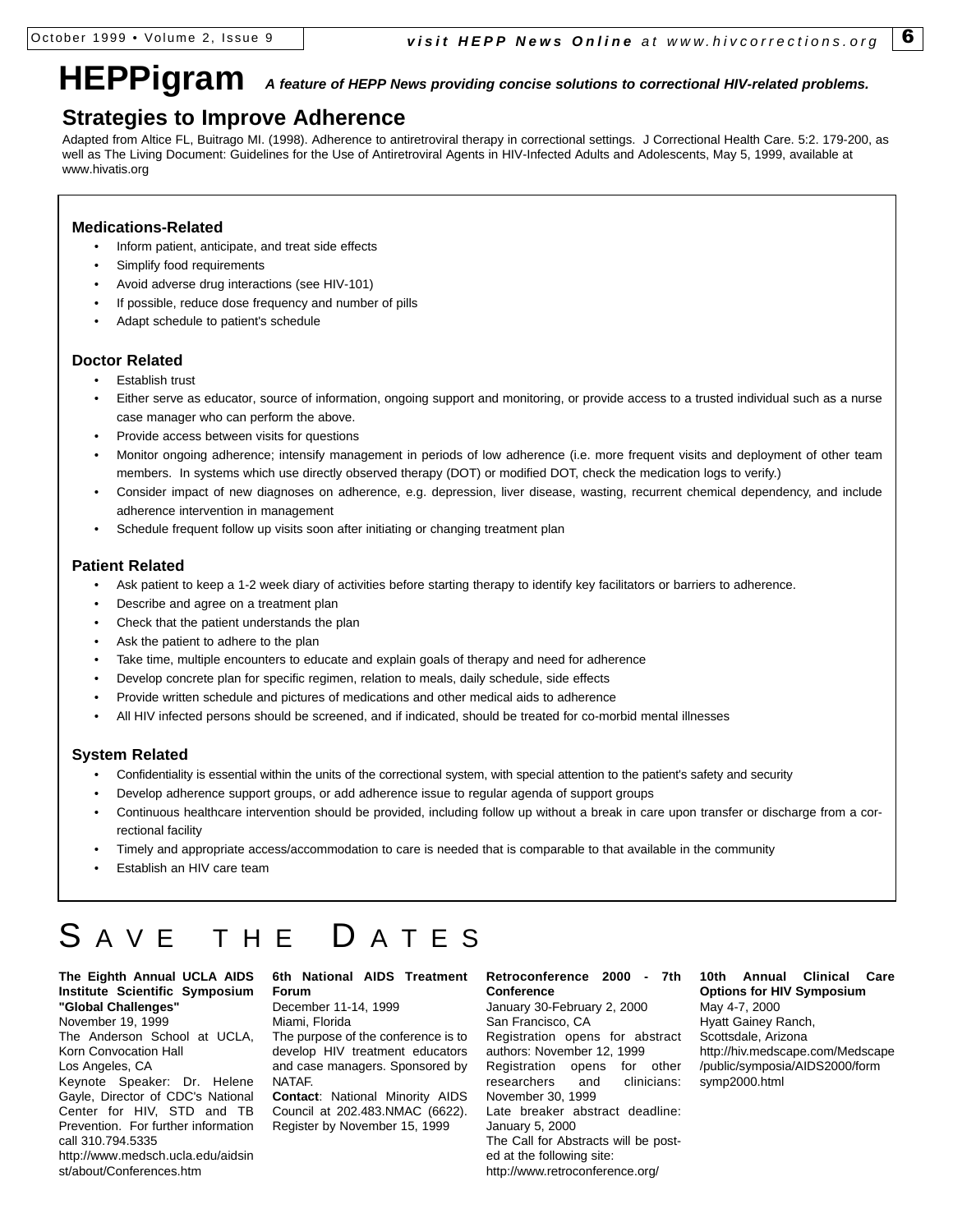# HEPPigram

***A feature of HEPP News providing concise solutions to correctional HIV-related problems.***

## Strategies to Improve Adherence

Adapted from Altice FL, Buitrago MI. (1998). Adherence to antiretroviral therapy in correctional settings. J Correctional Health Care. 5:2. 179-200, as well as The Living Document: Guidelines for the Use of Antiretroviral Agents in HIV-Infected Adults and Adolescents, May 5, 1999, available at www.hivatis.org

### Medications-Related

- Inform patient, anticipate, and treat side effects
- Simplify food requirements
- Avoid adverse drug interactions (see HIV-101)
- If possible, reduce dose frequency and number of pills
- Adapt schedule to patient's schedule

### Doctor Related

- Establish trust
- Either serve as educator, source of information, ongoing support and monitoring, or provide access to a trusted individual such as a nurse case manager who can perform the above.
- Provide access between visits for questions
- Monitor ongoing adherence; intensify management in periods of low adherence (i.e. more frequent visits and deployment of other team members. In systems which use directly observed therapy (DOT) or modified DOT, check the medication logs to verify.)
- Consider impact of new diagnoses on adherence, e.g. depression, liver disease, wasting, recurrent chemical dependency, and include adherence intervention in management
- Schedule frequent follow up visits soon after initiating or changing treatment plan

### Patient Related

- Ask patient to keep a 1-2 week diary of activities before starting therapy to identify key facilitators or barriers to adherence.
- Describe and agree on a treatment plan
- Check that the patient understands the plan
- Ask the patient to adhere to the plan
- Take time, multiple encounters to educate and explain goals of therapy and need for adherence
- Develop concrete plan for specific regimen, relation to meals, daily schedule, side effects
- Provide written schedule and pictures of medications and other medical aids to adherence
- All HIV infected persons should be screened, and if indicated, should be treated for co-morbid mental illnesses

### System Related

- Confidentiality is essential within the units of the correctional system, with special attention to the patient's safety and security
- Develop adherence support groups, or add adherence issue to regular agenda of support groups
- Continuous healthcare intervention should be provided, including follow up without a break in care upon transfer or discharge from a correctional facility
- Timely and appropriate access/accommodation to care is needed that is comparable to that available in the community
- Establish an HIV care team

# SAVE THE DATES

**The Eighth Annual UCLA AIDS Institute Scientific Symposium "Global Challenges"**
November 19, 1999
The Anderson School at UCLA, Korn Convocation Hall
Los Angeles, CA
Keynote Speaker: Dr. Helene Gayle, Director of CDC's National Center for HIV, STD and TB Prevention. For further information call 310.794.5335
http://www.medsch.ucla.edu/aidsinst/about/Conferences.htm

**6th National AIDS Treatment Forum**
December 11-14, 1999
Miami, Florida
The purpose of the conference is to develop HIV treatment educators and case managers. Sponsored by NATAF.
**Contact**: National Minority AIDS Council at 202.483.NMAC (6622). Register by November 15, 1999

**Retroconference 2000 - 7th Conference**
January 30-February 2, 2000
San Francisco, CA
Registration opens for abstract authors: November 12, 1999
Registration opens for other researchers and clinicians: November 30, 1999
Late breaker abstract deadline: January 5, 2000
The Call for Abstracts will be posted at the following site:
http://www.retroconference.org/

**10th Annual Clinical Care Options for HIV Symposium**
May 4-7, 2000
Hyatt Gainey Ranch,
Scottsdale, Arizona
http://hiv.medscape.com/Medscape/public/symposia/AIDS2000/formsymp2000.html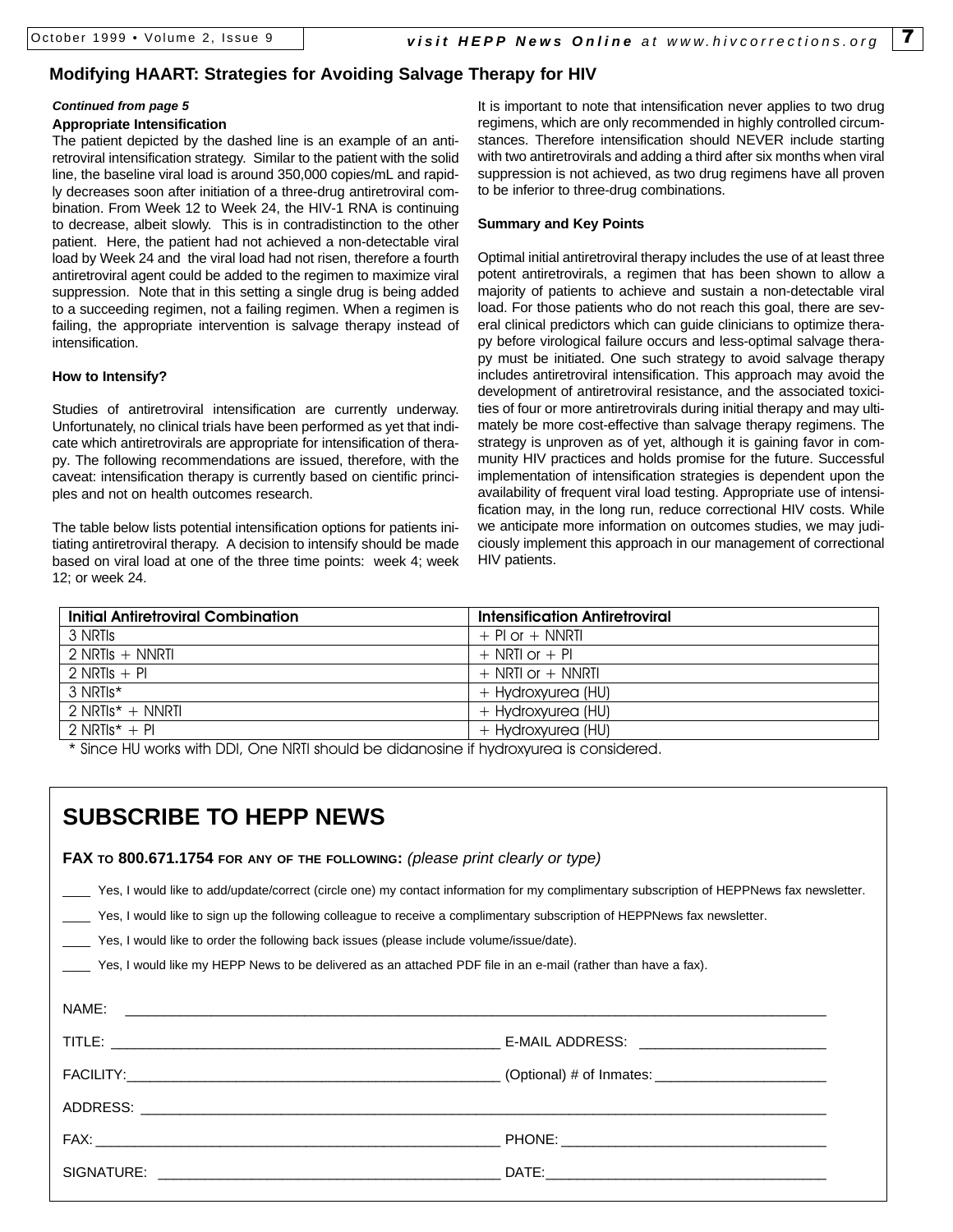## Modifying HAART: Strategies for Avoiding Salvage Therapy for HIV

***Continued from page 5***

**Appropriate Intensification**

The patient depicted by the dashed line is an example of an antiretroviral intensification strategy. Similar to the patient with the solid line, the baseline viral load is around 350,000 copies/mL and rapidly decreases soon after initiation of a three-drug antiretroviral combination. From Week 12 to Week 24, the HIV-1 RNA is continuing to decrease, albeit slowly. This is in contradistinction to the other patient. Here, the patient had not achieved a non-detectable viral load by Week 24 and the viral load had not risen, therefore a fourth antiretroviral agent could be added to the regimen to maximize viral suppression. Note that in this setting a single drug is being added to a succeeding regimen, not a failing regimen. When a regimen is failing, the appropriate intervention is salvage therapy instead of intensification.

**How to Intensify?**

Studies of antiretroviral intensification are currently underway. Unfortunately, no clinical trials have been performed as yet that indicate which antiretrovirals are appropriate for intensification of therapy. The following recommendations are issued, therefore, with the caveat: intensification therapy is currently based on cientific principles and not on health outcomes research.

The table below lists potential intensification options for patients initiating antiretroviral therapy. A decision to intensify should be made based on viral load at one of the three time points: week 4; week 12; or week 24.

It is important to note that intensification never applies to two drug regimens, which are only recommended in highly controlled circumstances. Therefore intensification should NEVER include starting with two antiretrovirals and adding a third after six months when viral suppression is not achieved, as two drug regimens have all proven to be inferior to three-drug combinations.

**Summary and Key Points**

Optimal initial antiretroviral therapy includes the use of at least three potent antiretrovirals, a regimen that has been shown to allow a majority of patients to achieve and sustain a non-detectable viral load. For those patients who do not reach this goal, there are several clinical predictors which can guide clinicians to optimize therapy before virological failure occurs and less-optimal salvage therapy must be initiated. One such strategy to avoid salvage therapy includes antiretroviral intensification. This approach may avoid the development of antiretroviral resistance, and the associated toxicities of four or more antiretrovirals during initial therapy and may ultimately be more cost-effective than salvage therapy regimens. The strategy is unproven as of yet, although it is gaining favor in community HIV practices and holds promise for the future. Successful implementation of intensification strategies is dependent upon the availability of frequent viral load testing. Appropriate use of intensification may, in the long run, reduce correctional HIV costs. While we anticipate more information on outcomes studies, we may judiciously implement this approach in our management of correctional HIV patients.

| Initial Antiretroviral Combination | Intensification Antiretroviral |
|---|---|
| 3 NRTIs | + PI or + NNRTI |
| 2 NRTIs + NNRTI | + NRTI or + PI |
| 2 NRTIs + PI | + NRTI or + NNRTI |
| 3 NRTIs* | + Hydroxyurea (HU) |
| 2 NRTIs* + NNRTI | + Hydroxyurea (HU) |
| 2 NRTIs* + PI | + Hydroxyurea (HU) |

\* Since HU works with DDI, One NRTI should be didanosine if hydroxyurea is considered.

## SUBSCRIBE TO HEPP NEWS

**FAX TO 800.671.1754 FOR ANY OF THE FOLLOWING:** *(please print clearly or type)*

\_\_\_\_ Yes, I would like to add/update/correct (circle one) my contact information for my complimentary subscription of HEPPNews fax newsletter.

\_\_\_\_ Yes, I would like to sign up the following colleague to receive a complimentary subscription of HEPPNews fax newsletter.

\_\_\_\_ Yes, I would like to order the following back issues (please include volume/issue/date).

\_\_\_\_ Yes, I would like my HEPP News to be delivered as an attached PDF file in an e-mail (rather than have a fax).

NAME: \_\_\_\_\_\_\_\_\_\_\_\_\_\_\_\_\_\_\_\_\_\_\_\_\_\_\_\_\_\_\_\_\_\_\_\_\_\_\_\_

TITLE: \_\_\_\_\_\_\_\_\_\_\_\_\_\_\_\_\_\_\_\_ E-MAIL ADDRESS: \_\_\_\_\_\_\_\_\_\_\_\_\_\_\_\_\_\_\_\_

FACILITY: \_\_\_\_\_\_\_\_\_\_\_\_\_\_\_\_\_\_\_\_ (Optional) # of Inmates: \_\_\_\_\_\_\_\_\_\_\_\_\_\_\_\_\_\_\_\_

ADDRESS: \_\_\_\_\_\_\_\_\_\_\_\_\_\_\_\_\_\_\_\_\_\_\_\_\_\_\_\_\_\_\_\_\_\_\_\_\_\_\_\_

FAX: \_\_\_\_\_\_\_\_\_\_\_\_\_\_\_\_\_\_\_\_ PHONE: \_\_\_\_\_\_\_\_\_\_\_\_\_\_\_\_\_\_\_\_

SIGNATURE: \_\_\_\_\_\_\_\_\_\_\_\_\_\_\_\_\_\_\_\_ DATE: \_\_\_\_\_\_\_\_\_\_\_\_\_\_\_\_\_\_\_\_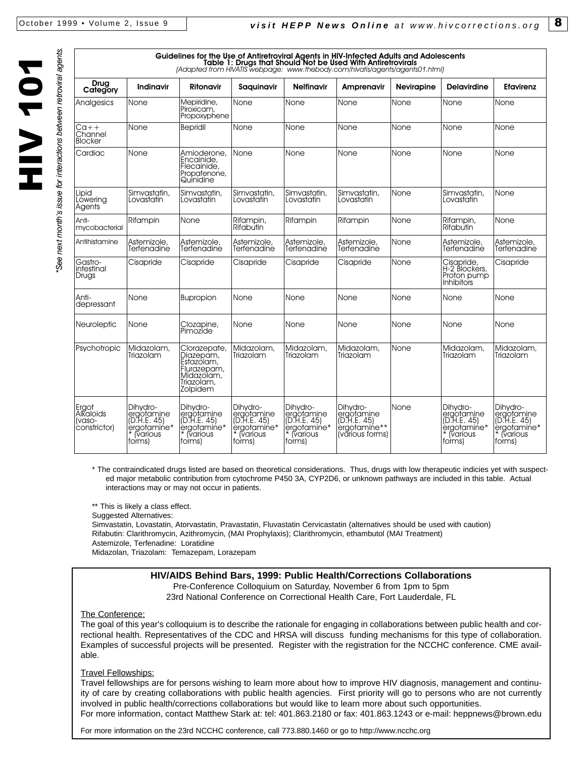**HIV 101**

*\*See next month's issue for interactions between retroviral agents.*

## Guidelines for the Use of Antiretroviral Agents in HIV-Infected Adults and Adolescents
### Table 1: Drugs that Should Not be Used With Antiretrovirals

*(Adapted from HIVATIS webpage: www.thebody.com/hivatis/agents/agents01.html)*

| Drug Category | Indinavir | Ritonavir | Saquinavir | Nelfinavir | Amprenavir | Nevirapine | Delavirdine | Efavirenz |
|---|---|---|---|---|---|---|---|---|
| Analgesics | None | Mepiridine, Piroxicam, Propoxyphene | None | None | None | None | None | None |
| Ca++ Channel Blocker | None | Bepridil | None | None | None | None | None | None |
| Cardiac | None | Amioderone, Encainide, Flecainide, Propafenone, Quinidine | None | None | None | None | None | None |
| Lipid Lowering Agents | Simvastatin, Lovastatin | Simvastatin, Lovastatin | Simvastatin, Lovastatin | Simvastatin, Lovastatin | Simvastatin, Lovastatin | None | Simvastatin, Lovastatin | None |
| Anti-mycobacterial | Rifampin | None | Rifampin, Rifabutin | Rifampin | Rifampin | None | Rifampin, Rifabutin | None |
| Antihistamine | Astemizole, Terfenadine | Astemizole, Terfenadine | Astemizole, Terfenadine | Astemizole, Terfenadine | Astemizole, Terfenadine | None | Astemizole, Terfenadine | Astemizole, Terfenadine |
| Gastro-intestinal Drugs | Cisapride | Cisapride | Cisapride | Cisapride | Cisapride | None | Cisapride, H-2 Blockers, Proton pump Inhibitors | Cisapride |
| Anti-depressant | None | Bupropion | None | None | None | None | None | None |
| Neuroleptic | None | Clozapine, Pimozide | None | None | None | None | None | None |
| Psychotropic | Midazolam, Triazolam | Clorazepate, Diazepam, Estazolam, Flurazepam, Midazolam, Triazolam, Zolpidem | Midazolam, Triazolam | Midazolam, Triazolam | Midazolam, Triazolam | None | Midazolam, Triazolam | Midazolam, Triazolam |
| Ergot Alkaloids (vaso-constrictor) | Dihydro-ergotamine (D.H.E. 45) ergotamine\* \* (various forms) | Dihydro-ergotamine (D.H.E. 45) ergotamine\* \* (various forms) | Dihydro-ergotamine (D.H.E. 45) ergotamine\* \* (various forms) | Dihydro-ergotamine (D.H.E. 45) ergotamine\* \* (various forms) | Dihydro-ergotamine (D.H.E. 45) ergotamine\*\* (various forms) | None | Dihydro-ergotamine (D.H.E. 45) ergotamine\* \* (various forms) | Dihydro-ergotamine (D.H.E. 45) ergotamine\* \* (various forms) |

\* The contraindicated drugs listed are based on theoretical considerations. Thus, drugs with low therapeutic indicies yet with suspected major metabolic contribution from cytochrome P450 3A, CYP2D6, or unknown pathways are included in this table. Actual interactions may or may not occur in patients.

\*\* This is likely a class effect.

Suggested Alternatives:

Simvastatin, Lovastatin, Atorvastatin, Pravastatin, Fluvastatin Cervicastatin (alternatives should be used with caution)
Rifabutin: Clarithromycin, Azithromycin, (MAI Prophylaxis); Clarithromycin, ethambutol (MAI Treatment)
Astemizole, Terfenadine: Loratidine
Midazolan, Triazolam: Temazepam, Lorazepam

## HIV/AIDS Behind Bars, 1999: Public Health/Corrections Collaborations

Pre-Conference Colloquium on Saturday, November 6 from 1pm to 5pm
23rd National Conference on Correctional Health Care, Fort Lauderdale, FL

**The Conference:**

The goal of this year's colloquium is to describe the rationale for engaging in collaborations between public health and correctional health. Representatives of the CDC and HRSA will discuss funding mechanisms for this type of collaboration. Examples of successful projects will be presented. Register with the registration for the NCCHC conference. CME available.

**Travel Fellowships:**

Travel fellowships are for persons wishing to learn more about how to improve HIV diagnosis, management and continuity of care by creating collaborations with public health agencies. First priority will go to persons who are not currently involved in public health/corrections collaborations but would like to learn more about such opportunities.
For more information, contact Matthew Stark at: tel: 401.863.2180 or fax: 401.863.1243 or e-mail: heppnews@brown.edu

For more information on the 23rd NCCHC conference, call 773.880.1460 or go to http://www.ncchc.org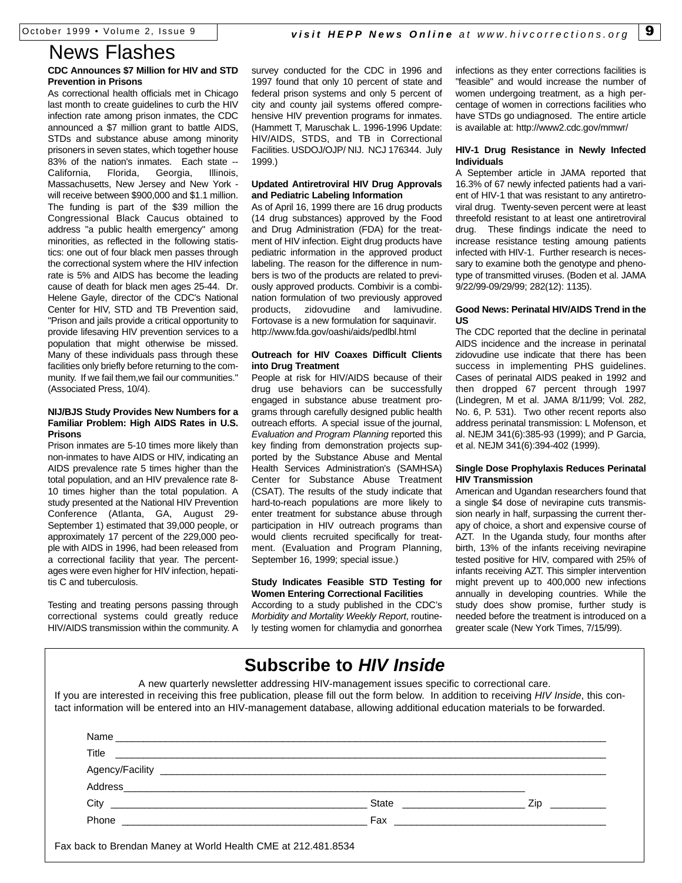# News Flashes

### CDC Announces $7 Million for HIV and STD Prevention in Prisons

As correctional health officials met in Chicago last month to create guidelines to curb the HIV infection rate among prison inmates, the CDC announced a $7 million grant to battle AIDS, STDs and substance abuse among minority prisoners in seven states, which together house 83% of the nation's inmates. Each state -- California, Florida, Georgia, Illinois, Massachusetts, New Jersey and New York - will receive between $900,000 and $1.1 million. The funding is part of the $39 million the Congressional Black Caucus obtained to address "a public health emergency" among minorities, as reflected in the following statistics: one out of four black men passes through the correctional system where the HIV infection rate is 5% and AIDS has become the leading cause of death for black men ages 25-44. Dr. Helene Gayle, director of the CDC's National Center for HIV, STD and TB Prevention said, "Prison and jails provide a critical opportunity to provide lifesaving HIV prevention services to a population that might otherwise be missed. Many of these individuals pass through these facilities only briefly before returning to the community. If we fail them,we fail our communities." (Associated Press, 10/4).

### NIJ/BJS Study Provides New Numbers for a Familiar Problem: High AIDS Rates in U.S. Prisons

Prison inmates are 5-10 times more likely than non-inmates to have AIDS or HIV, indicating an AIDS prevalence rate 5 times higher than the total population, and an HIV prevalence rate 8-10 times higher than the total population. A study presented at the National HIV Prevention Conference (Atlanta, GA, August 29-September 1) estimated that 39,000 people, or approximately 17 percent of the 229,000 people with AIDS in 1996, had been released from a correctional facility that year. The percentages were even higher for HIV infection, hepatitis C and tuberculosis.

Testing and treating persons passing through correctional systems could greatly reduce HIV/AIDS transmission within the community. A survey conducted for the CDC in 1996 and 1997 found that only 10 percent of state and federal prison systems and only 5 percent of city and county jail systems offered comprehensive HIV prevention programs for inmates. (Hammett T, Maruschak L. 1996-1996 Update: HIV/AIDS, STDS, and TB in Correctional Facilities. USDOJ/OJP/ NIJ. NCJ 176344. July 1999.)

### Updated Antiretroviral HIV Drug Approvals and Pediatric Labeling Information

As of April 16, 1999 there are 16 drug products (14 drug substances) approved by the Food and Drug Administration (FDA) for the treatment of HIV infection. Eight drug products have pediatric information in the approved product labeling. The reason for the difference in numbers is two of the products are related to previously approved products. Combivir is a combination formulation of two previously approved products, zidovudine and lamivudine. Fortovase is a new formulation for saquinavir. http://www.fda.gov/oashi/aids/pedlbl.html

### Outreach for HIV Coaxes Difficult Clients into Drug Treatment

People at risk for HIV/AIDS because of their drug use behaviors can be successfully engaged in substance abuse treatment programs through carefully designed public health outreach efforts. A special issue of the journal, *Evaluation and Program Planning* reported this key finding from demonstration projects supported by the Substance Abuse and Mental Health Services Administration's (SAMHSA) Center for Substance Abuse Treatment (CSAT). The results of the study indicate that hard-to-reach populations are more likely to enter treatment for substance abuse through participation in HIV outreach programs than would clients recruited specifically for treatment. (Evaluation and Program Planning, September 16, 1999; special issue.)

### Study Indicates Feasible STD Testing for Women Entering Correctional Facilities

According to a study published in the CDC's *Morbidity and Mortality Weekly Report*, routinely testing women for chlamydia and gonorrhea infections as they enter corrections facilities is "feasible" and would increase the number of women undergoing treatment, as a high percentage of women in corrections facilities who have STDs go undiagnosed. The entire article is available at: http://www2.cdc.gov/mmwr/

### HIV-1 Drug Resistance in Newly Infected Individuals

A September article in JAMA reported that 16.3% of 67 newly infected patients had a varient of HIV-1 that was resistant to any antiretroviral drug. Twenty-seven percent were at least threefold resistant to at least one antiretroviral drug. These findings indicate the need to increase resistance testing amoung patients infected with HIV-1. Further research is necessary to examine both the genotype and phenotype of transmitted viruses. (Boden et al. JAMA 9/22/99-09/29/99; 282(12): 1135).

### Good News: Perinatal HIV/AIDS Trend in the US

The CDC reported that the decline in perinatal AIDS incidence and the increase in perinatal zidovudine use indicate that there has been success in implementing PHS guidelines. Cases of perinatal AIDS peaked in 1992 and then dropped 67 percent through 1997 (Lindegren, M et al. JAMA 8/11/99; Vol. 282, No. 6, P. 531). Two other recent reports also address perinatal transmission: L Mofenson, et al. NEJM 341(6):385-93 (1999); and P Garcia, et al. NEJM 341(6):394-402 (1999).

### Single Dose Prophylaxis Reduces Perinatal HIV Transmission

American and Ugandan researchers found that a single $4 dose of nevirapine cuts transmission nearly in half, surpassing the current therapy of choice, a short and expensive course of AZT. In the Uganda study, four months after birth, 13% of the infants receiving nevirapine tested positive for HIV, compared with 25% of infants receiving AZT. This simpler intervention might prevent up to 400,000 new infections annually in developing countries. While the study does show promise, further study is needed before the treatment is introduced on a greater scale (New York Times, 7/15/99).

## Subscribe to *HIV Inside*

A new quarterly newsletter addressing HIV-management issues specific to correctional care.

If you are interested in receiving this free publication, please fill out the form below. In addition to receiving *HIV Inside*, this contact information will be entered into an HIV-management database, allowing additional education materials to be forwarded.

Name ______________________________

Title ______________________________

Agency/Facility ______________________________

Address ______________________________

City ____________________ State ____________ Zip ________

Phone ____________________ Fax ____________________

Fax back to Brendan Maney at World Health CME at 212.481.8534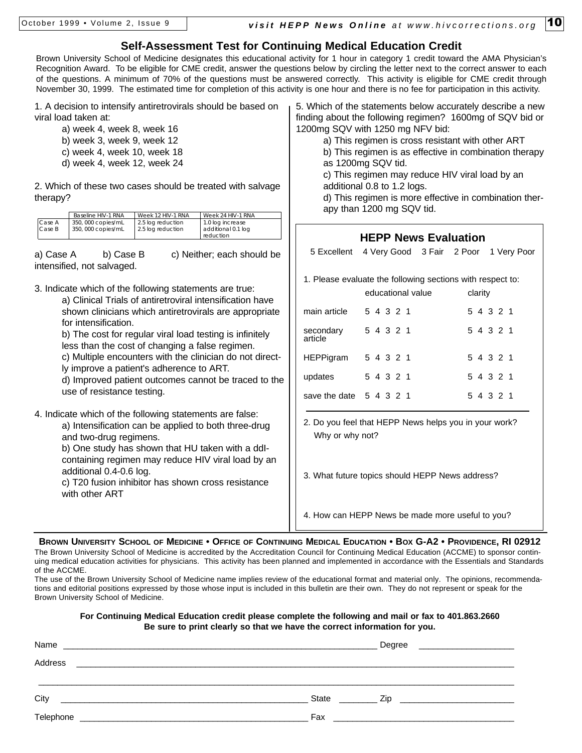## Self-Assessment Test for Continuing Medical Education Credit

Brown University School of Medicine designates this educational activity for 1 hour in category 1 credit toward the AMA Physician's Recognition Award. To be eligible for CME credit, answer the questions below by circling the letter next to the correct answer to each of the questions. A minimum of 70% of the questions must be answered correctly. This activity is eligible for CME credit through November 30, 1999. The estimated time for completion of this activity is one hour and there is no fee for participation in this activity.

1. A decision to intensify antiretrovirals should be based on viral load taken at:
   - a) week 4, week 8, week 16
   - b) week 3, week 9, week 12
   - c) week 4, week 10, week 18
   - d) week 4, week 12, week 24

2. Which of these two cases should be treated with salvage therapy?

| | Baseline HIV-1 RNA | Week 12 HIV-1 RNA | Week 24 HIV-1 RNA |
|---|---|---|---|
| Case A | 350, 000 copies/mL | 2.5 log reduction | 1.0 log increase |
| Case B | 350, 000 copies/mL | 2.5 log reduction | additional 0.1 log reduction |

a) Case A    b) Case B    c) Neither; each should be intensified, not salvaged.

3. Indicate which of the following statements are true:
   - a) Clinical Trials of antiretroviral intensification have shown clinicians which antiretrovirals are appropriate for intensification.
   - b) The cost for regular viral load testing is infinitely less than the cost of changing a false regimen.
   - c) Multiple encounters with the clinician do not directly improve a patient's adherence to ART.
   - d) Improved patient outcomes cannot be traced to the use of resistance testing.

4. Indicate which of the following statements are false:
   - a) Intensification can be applied to both three-drug and two-drug regimens.
   - b) One study has shown that HU taken with a ddI-containing regimen may reduce HIV viral load by an additional 0.4-0.6 log.
   - c) T20 fusion inhibitor has shown cross resistance with other ART

5. Which of the statements below accurately describe a new finding about the following regimen? 1600mg of SQV bid or 1200mg SQV with 1250 mg NFV bid:
   - a) This regimen is cross resistant with other ART
   - b) This regimen is as effective in combination therapy as 1200mg SQV tid.
   - c) This regimen may reduce HIV viral load by an additional 0.8 to 1.2 logs.
   - d) This regimen is more effective in combination therapy than 1200 mg SQV tid.

### HEPP News Evaluation

5 Excellent    4 Very Good    3 Fair    2 Poor    1 Very Poor

1. Please evaluate the following sections with respect to:

| | educational value | clarity |
|---|---|---|
| main article | 5 4 3 2 1 | 5 4 3 2 1 |
| secondary article | 5 4 3 2 1 | 5 4 3 2 1 |
| HEPPigram | 5 4 3 2 1 | 5 4 3 2 1 |
| updates | 5 4 3 2 1 | 5 4 3 2 1 |
| save the date | 5 4 3 2 1 | 5 4 3 2 1 |

2. Do you feel that HEPP News helps you in your work? Why or why not?

3. What future topics should HEPP News address?

4. How can HEPP News be made more useful to you?

**BROWN UNIVERSITY SCHOOL OF MEDICINE • OFFICE OF CONTINUING MEDICAL EDUCATION • BOX G-A2 • PROVIDENCE, RI 02912**

The Brown University School of Medicine is accredited by the Accreditation Council for Continuing Medical Education (ACCME) to sponsor continuing medical education activities for physicians. This activity has been planned and implemented in accordance with the Essentials and Standards of the ACCME.

The use of the Brown University School of Medicine name implies review of the educational format and material only. The opinions, recommendations and editorial positions expressed by those whose input is included in this bulletin are their own. They do not represent or speak for the Brown University School of Medicine.

**For Continuing Medical Education credit please complete the following and mail or fax to 401.863.2660**
**Be sure to print clearly so that we have the correct information for you.**

Name ____________________ Degree ____________

Address ____________________

____________________

City ____________________ State ________ Zip ____________

Telephone ____________________ Fax ____________________